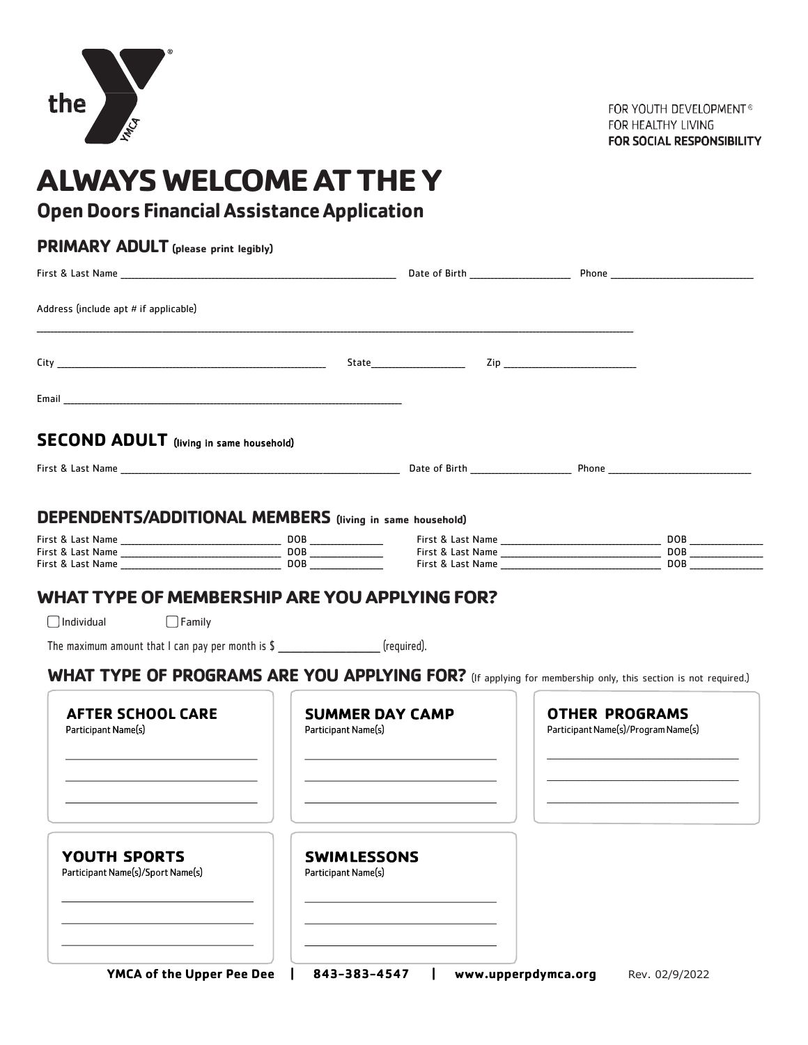the YMCA

FOR YOUTH DEVELOPMENT®
FOR HEALTHY LIVING
**FOR SOCIAL RESPONSIBILITY**

# ALWAYS WELCOME AT THE Y

## Open Doors Financial Assistance Application

### PRIMARY ADULT (please print legibly)

First & Last Name ______________________________ Date of Birth ______________ Phone ____________________

Address (include apt # if applicable)

______________________________________________________________________________

City ______________________________ State______________ Zip ____________________

Email ______________________________________________

### SECOND ADULT (living in same household)

First & Last Name ______________________________ Date of Birth ______________ Phone ____________________

### DEPENDENTS/ADDITIONAL MEMBERS (living in same household)

First & Last Name ____________________ DOB __________ First & Last Name ____________________ DOB __________
First & Last Name ____________________ DOB __________ First & Last Name ____________________ DOB __________
First & Last Name ____________________ DOB __________ First & Last Name ____________________ DOB __________

### WHAT TYPE OF MEMBERSHIP ARE YOU APPLYING FOR?

☐ Individual ☐ Family

The maximum amount that I can pay per month is $ ______________ (required).

### WHAT TYPE OF PROGRAMS ARE YOU APPLYING FOR? (If applying for membership only, this section is not required.)

**AFTER SCHOOL CARE**
Participant Name(s)

______________________________
______________________________
______________________________

**SUMMER DAY CAMP**
Participant Name(s)

______________________________
______________________________
______________________________

**OTHER PROGRAMS**
Participant Name(s)/Program Name(s)

______________________________
______________________________
______________________________

**YOUTH SPORTS**
Participant Name(s)/Sport Name(s)

______________________________
______________________________
______________________________

**SWIM LESSONS**
Participant Name(s)

______________________________
______________________________
______________________________

**YMCA of the Upper Pee Dee | 843-383-4547 | www.upperpdymca.org** Rev. 02/9/2022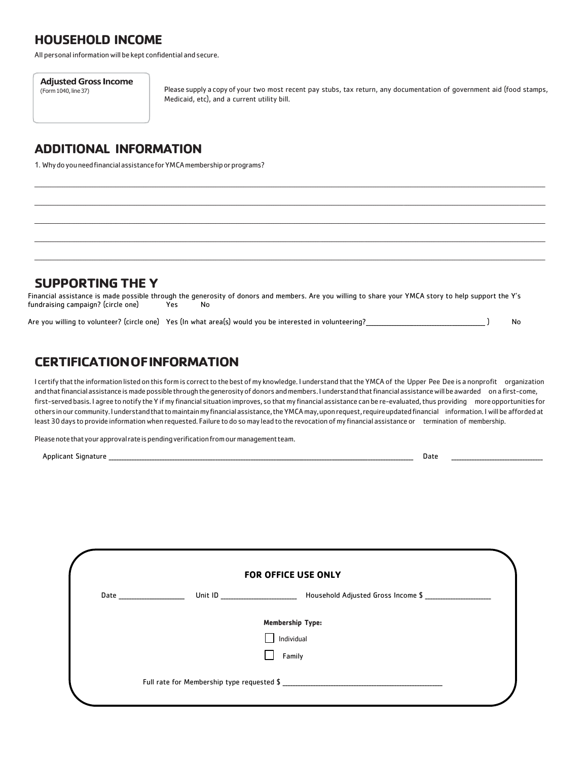## HOUSEHOLD INCOME

All personal information will be kept confidential and secure.

**Adjusted Gross Income**
(Form 1040, line 37)

Please supply a copy of your two most recent pay stubs, tax return, any documentation of government aid (food stamps, Medicaid, etc), and a current utility bill.

## ADDITIONAL INFORMATION

1. Why do you need financial assistance for YMCA membership or programs?

______________________________________________________________________________

______________________________________________________________________________

______________________________________________________________________________

______________________________________________________________________________

______________________________________________________________________________

## SUPPORTING THE Y

Financial assistance is made possible through the generosity of donors and members. Are you willing to share your YMCA story to help support the Y's fundraising campaign? (circle one) Yes No

Are you willing to volunteer? (circle one) Yes (In what area(s) would you be interested in volunteering?________________________________ ) No

## CERTIFICATION OF INFORMATION

I certify that the information listed on this form is correct to the best of my knowledge. I understand that the YMCA of the Upper Pee Dee is a nonprofit organization and that financial assistance is made possible through the generosity of donors and members. I understand that financial assistance will be awarded on a first-come, first-served basis. I agree to notify the Y if my financial situation improves, so that my financial assistance can be re-evaluated, thus providing more opportunities for others in our community. I understand that to maintain my financial assistance, the YMCA may, upon request, require updated financial information. I will be afforded at least 30 days to provide information when requested. Failure to do so may lead to the revocation of my financial assistance or termination of membership.

Please note that your approval rate is pending verification from our management team.

Applicant Signature ______________________________________________ Date ____________________

**FOR OFFICE USE ONLY**

Date ________________ Unit ID ____________________ Household Adjusted Gross Income $ __________________

**Membership Type:**

☐ Individual

☐ Family

Full rate for Membership type requested $ ____________________________________________